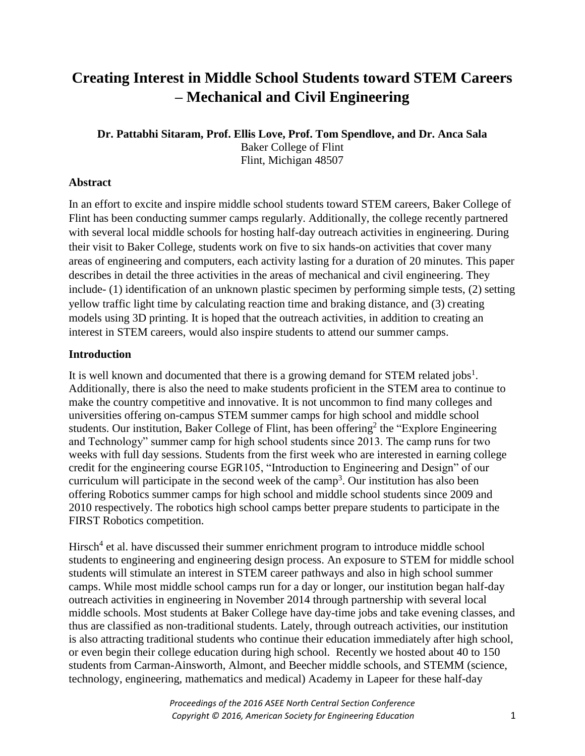# Creating Interest in Middle School Students toward STEM Careers – Mechanical and Civil Engineering

**Dr. Pattabhi Sitaram, Prof. Ellis Love, Prof. Tom Spendlove, and Dr. Anca Sala**
Baker College of Flint
Flint, Michigan 48507

## Abstract

In an effort to excite and inspire middle school students toward STEM careers, Baker College of Flint has been conducting summer camps regularly. Additionally, the college recently partnered with several local middle schools for hosting half-day outreach activities in engineering. During their visit to Baker College, students work on five to six hands-on activities that cover many areas of engineering and computers, each activity lasting for a duration of 20 minutes. This paper describes in detail the three activities in the areas of mechanical and civil engineering. They include- (1) identification of an unknown plastic specimen by performing simple tests, (2) setting yellow traffic light time by calculating reaction time and braking distance, and (3) creating models using 3D printing. It is hoped that the outreach activities, in addition to creating an interest in STEM careers, would also inspire students to attend our summer camps.

## Introduction

It is well known and documented that there is a growing demand for STEM related jobs[1]. Additionally, there is also the need to make students proficient in the STEM area to continue to make the country competitive and innovative. It is not uncommon to find many colleges and universities offering on-campus STEM summer camps for high school and middle school students. Our institution, Baker College of Flint, has been offering[2] the "Explore Engineering and Technology" summer camp for high school students since 2013. The camp runs for two weeks with full day sessions. Students from the first week who are interested in earning college credit for the engineering course EGR105, "Introduction to Engineering and Design" of our curriculum will participate in the second week of the camp[3]. Our institution has also been offering Robotics summer camps for high school and middle school students since 2009 and 2010 respectively. The robotics high school camps better prepare students to participate in the FIRST Robotics competition.

Hirsch[4] et al. have discussed their summer enrichment program to introduce middle school students to engineering and engineering design process. An exposure to STEM for middle school students will stimulate an interest in STEM career pathways and also in high school summer camps. While most middle school camps run for a day or longer, our institution began half-day outreach activities in engineering in November 2014 through partnership with several local middle schools. Most students at Baker College have day-time jobs and take evening classes, and thus are classified as non-traditional students. Lately, through outreach activities, our institution is also attracting traditional students who continue their education immediately after high school, or even begin their college education during high school. Recently we hosted about 40 to 150 students from Carman-Ainsworth, Almont, and Beecher middle schools, and STEMM (science, technology, engineering, mathematics and medical) Academy in Lapeer for these half-day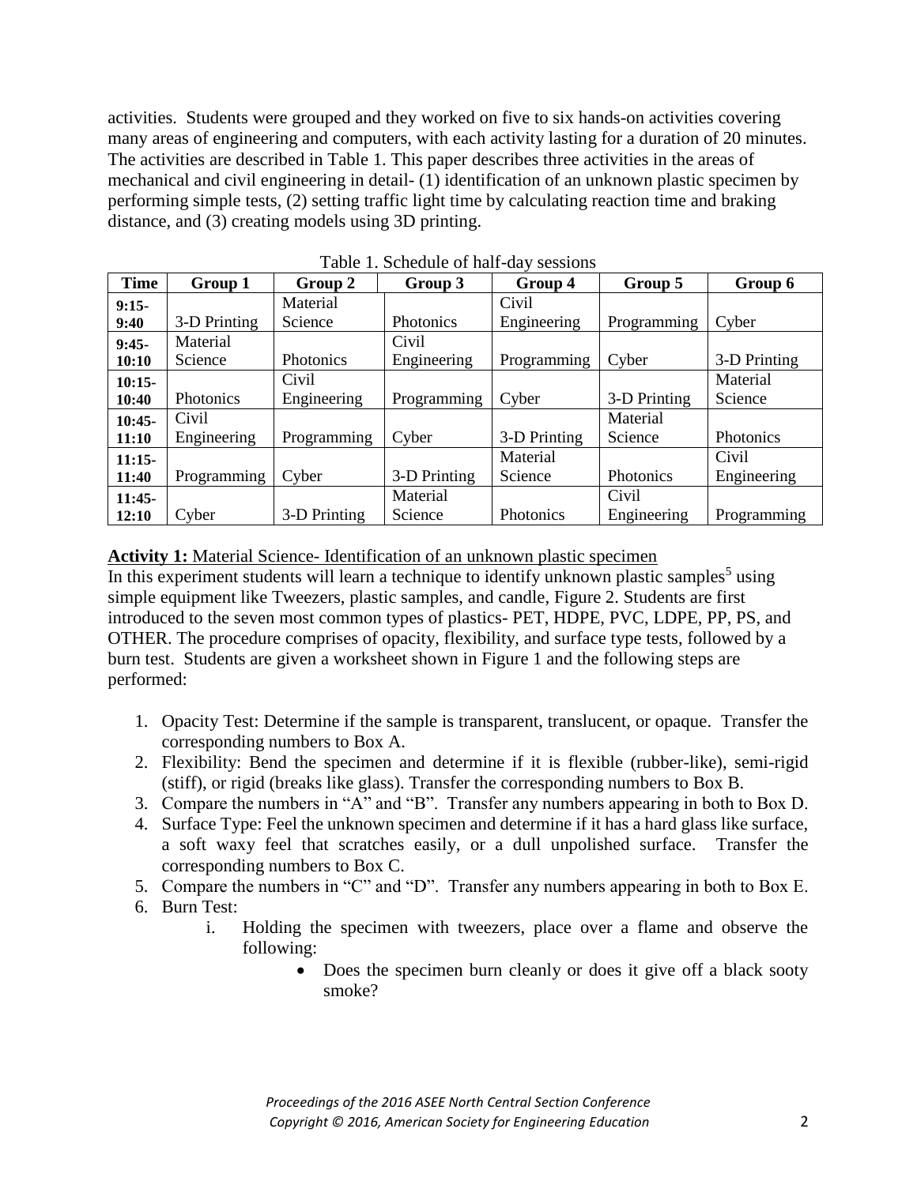activities. Students were grouped and they worked on five to six hands-on activities covering many areas of engineering and computers, with each activity lasting for a duration of 20 minutes. The activities are described in Table 1. This paper describes three activities in the areas of mechanical and civil engineering in detail- (1) identification of an unknown plastic specimen by performing simple tests, (2) setting traffic light time by calculating reaction time and braking distance, and (3) creating models using 3D printing.

Table 1. Schedule of half-day sessions

| Time | Group 1 | Group 2 | Group 3 | Group 4 | Group 5 | Group 6 |
|---|---|---|---|---|---|---|
| **9:15-9:40** | 3-D Printing | Material Science | Photonics | Civil Engineering | Programming | Cyber |
| **9:45-10:10** | Material Science | Photonics | Civil Engineering | Programming | Cyber | 3-D Printing |
| **10:15-10:40** | Photonics | Civil Engineering | Programming | Cyber | 3-D Printing | Material Science |
| **10:45-11:10** | Civil Engineering | Programming | Cyber | 3-D Printing | Material Science | Photonics |
| **11:15-11:40** | Programming | Cyber | 3-D Printing | Material Science | Photonics | Civil Engineering |
| **11:45-12:10** | Cyber | 3-D Printing | Material Science | Photonics | Civil Engineering | Programming |

**Activity 1:** Material Science- Identification of an unknown plastic specimen

In this experiment students will learn a technique to identify unknown plastic samples[5] using simple equipment like Tweezers, plastic samples, and candle, Figure 2. Students are first introduced to the seven most common types of plastics- PET, HDPE, PVC, LDPE, PP, PS, and OTHER. The procedure comprises of opacity, flexibility, and surface type tests, followed by a burn test. Students are given a worksheet shown in Figure 1 and the following steps are performed:

1. Opacity Test: Determine if the sample is transparent, translucent, or opaque. Transfer the corresponding numbers to Box A.
2. Flexibility: Bend the specimen and determine if it is flexible (rubber-like), semi-rigid (stiff), or rigid (breaks like glass). Transfer the corresponding numbers to Box B.
3. Compare the numbers in "A" and "B". Transfer any numbers appearing in both to Box D.
4. Surface Type: Feel the unknown specimen and determine if it has a hard glass like surface, a soft waxy feel that scratches easily, or a dull unpolished surface. Transfer the corresponding numbers to Box C.
5. Compare the numbers in "C" and "D". Transfer any numbers appearing in both to Box E.
6. Burn Test:
    i. Holding the specimen with tweezers, place over a flame and observe the following:
        - Does the specimen burn cleanly or does it give off a black sooty smoke?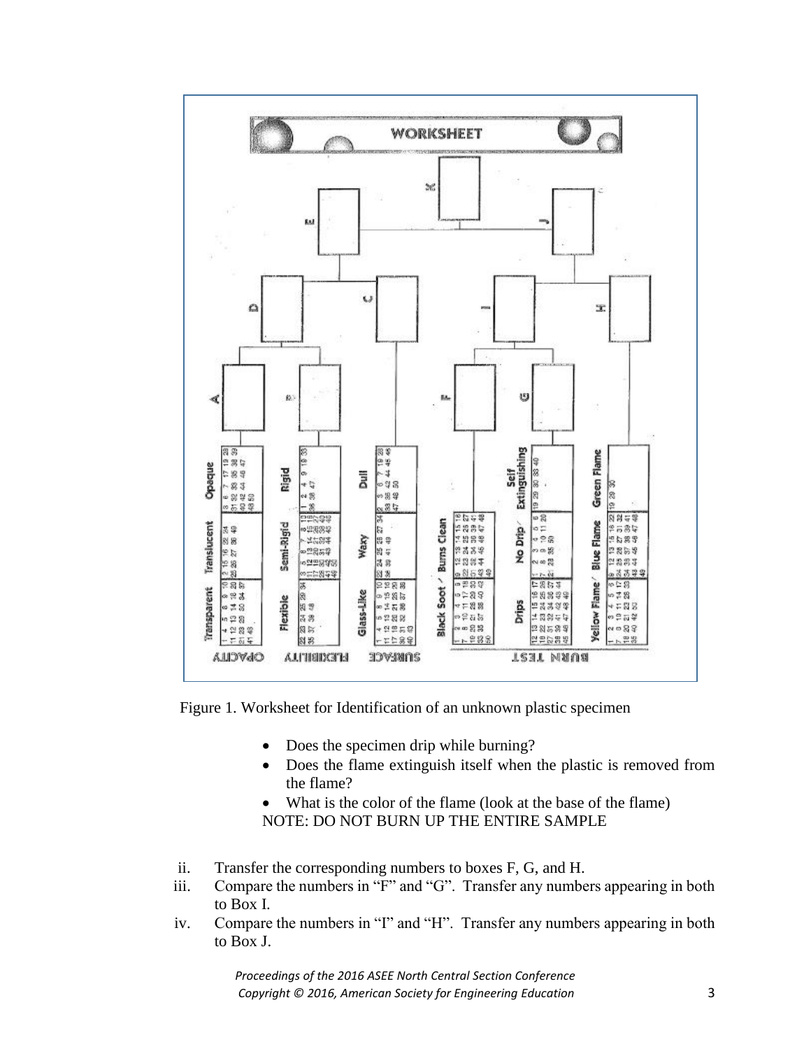Figure 1. Worksheet for Identification of an unknown plastic specimen

- Does the specimen drip while burning?
- Does the flame extinguish itself when the plastic is removed from the flame?
- What is the color of the flame (look at the base of the flame)

NOTE: DO NOT BURN UP THE ENTIRE SAMPLE

ii. Transfer the corresponding numbers to boxes F, G, and H.

iii. Compare the numbers in "F" and "G". Transfer any numbers appearing in both to Box I.

iv. Compare the numbers in "I" and "H". Transfer any numbers appearing in both to Box J.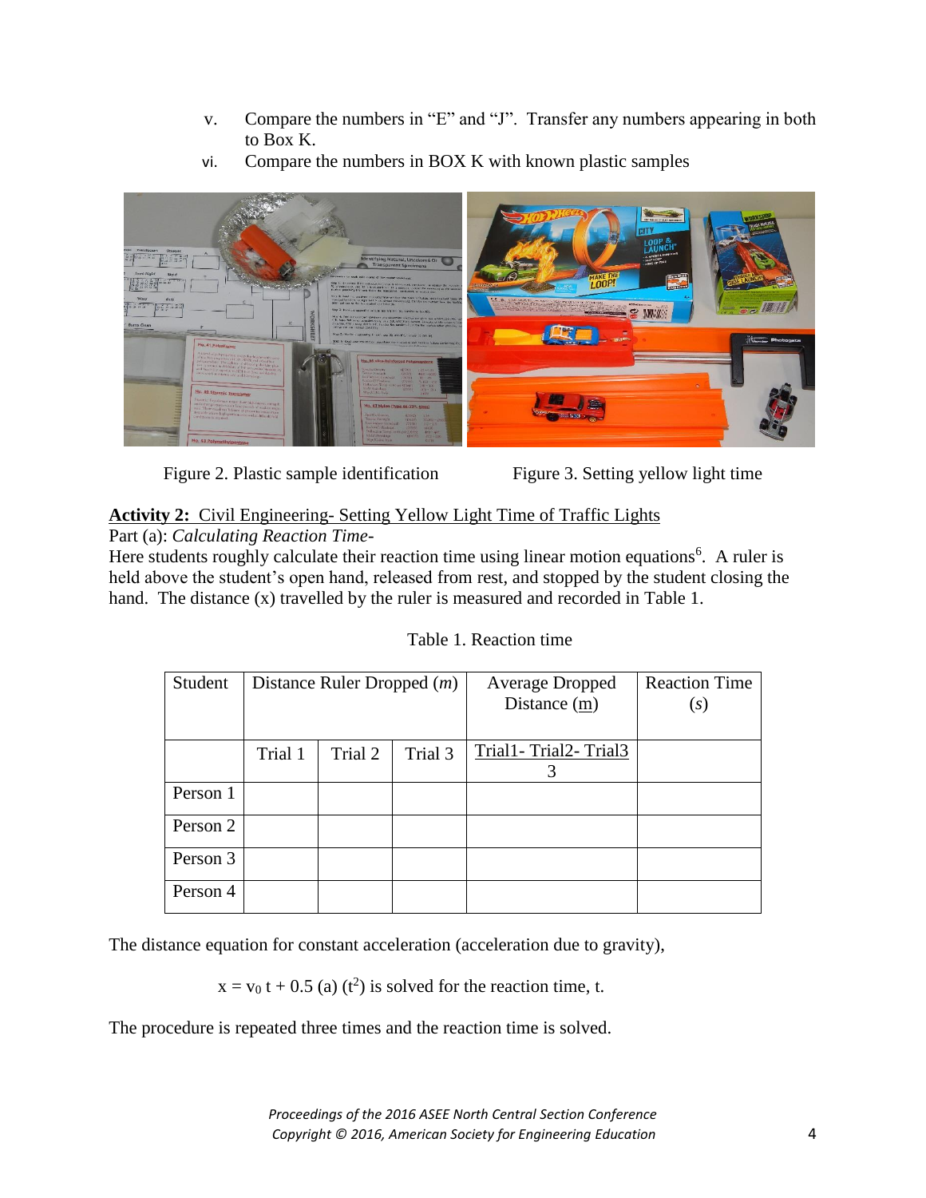v. Compare the numbers in "E" and "J". Transfer any numbers appearing in both to Box K.

vi. Compare the numbers in BOX K with known plastic samples

Figure 2. Plastic sample identification

Figure 3. Setting yellow light time

**Activity 2:** Civil Engineering- Setting Yellow Light Time of Traffic Lights

Part (a): *Calculating Reaction Time-*

Here students roughly calculate their reaction time using linear motion equations[6]. A ruler is held above the student's open hand, released from rest, and stopped by the student closing the hand. The distance (x) travelled by the ruler is measured and recorded in Table 1.

Table 1. Reaction time

| Student | Distance Ruler Dropped (*m*) | | | Average Dropped Distance (m) | Reaction Time (*s*) |
|---|---|---|---|---|---|
| | Trial 1 | Trial 2 | Trial 3 | $\frac{\text{Trial1- Trial2- Trial3}}{3}$ | |
| Person 1 | | | | | |
| Person 2 | | | | | |
| Person 3 | | | | | |
| Person 4 | | | | | |

The distance equation for constant acceleration (acceleration due to gravity),

$$x = v_0\, t + 0.5\, (a)\, (t^2)$$ is solved for the reaction time, t.

The procedure is repeated three times and the reaction time is solved.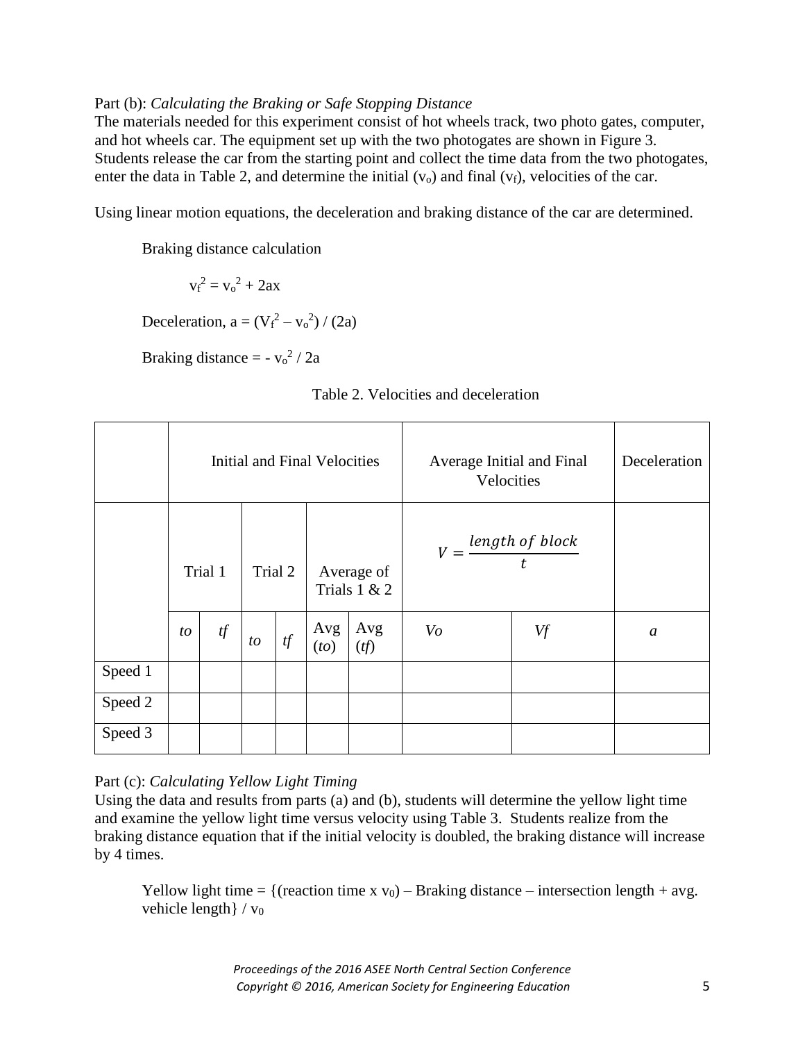Part (b): *Calculating the Braking or Safe Stopping Distance*

The materials needed for this experiment consist of hot wheels track, two photo gates, computer, and hot wheels car. The equipment set up with the two photogates are shown in Figure 3. Students release the car from the starting point and collect the time data from the two photogates, enter the data in Table 2, and determine the initial ($v_o$) and final ($v_f$), velocities of the car.

Using linear motion equations, the deceleration and braking distance of the car are determined.

Braking distance calculation

$$v_f^2 = v_o^2 + 2ax$$

Deceleration, $a = (V_f^2 – v_o^2) / (2a)$

Braking distance = $- v_o^2 / 2a$

Table 2. Velocities and deceleration

| | Initial and Final Velocities | | | | | | Average Initial and Final Velocities | | Deceleration |
|---|---|---|---|---|---|---|---|---|---|
| | Trial 1 | | Trial 2 | | Average of Trials 1 & 2 | | $V = \frac{length\ of\ block}{t}$ | | |
| | *to* | *tf* | *to* | *tf* | Avg (*to*) | Avg (*tf*) | *Vo* | *Vf* | *a* |
| Speed 1 | | | | | | | | | |
| Speed 2 | | | | | | | | | |
| Speed 3 | | | | | | | | | |

Part (c): *Calculating Yellow Light Timing*

Using the data and results from parts (a) and (b), students will determine the yellow light time and examine the yellow light time versus velocity using Table 3. Students realize from the braking distance equation that if the initial velocity is doubled, the braking distance will increase by 4 times.

Yellow light time = {(reaction time x $v_0$) – Braking distance – intersection length + avg. vehicle length} / $v_0$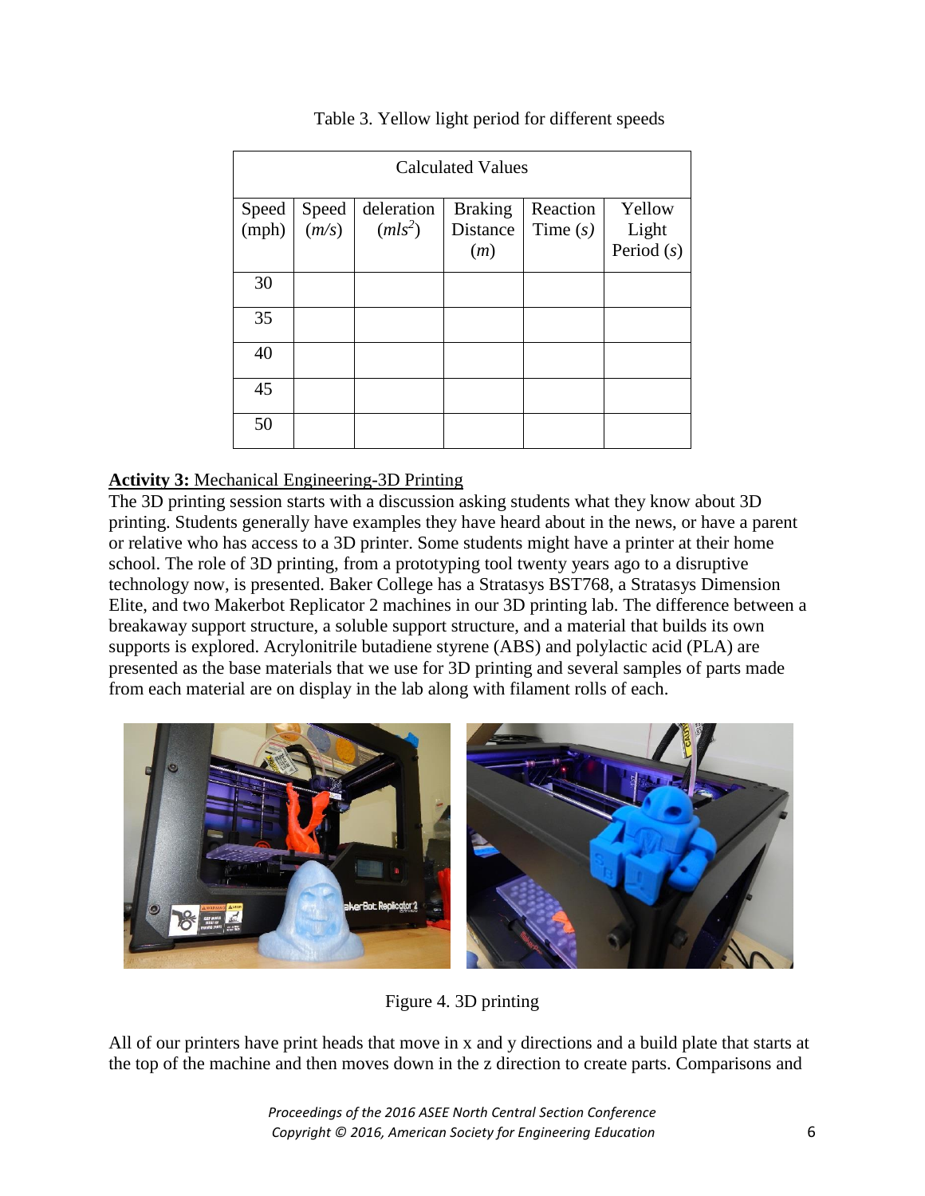Table 3. Yellow light period for different speeds

| Calculated Values | | | | | |
|---|---|---|---|---|---|
| Speed (mph) | Speed ($m/s$) | deleration ($mls^2$) | Braking Distance ($m$) | Reaction Time ($s$) | Yellow Light Period ($s$) |
| 30 | | | | | |
| 35 | | | | | |
| 40 | | | | | |
| 45 | | | | | |
| 50 | | | | | |

**Activity 3:** Mechanical Engineering-3D Printing

The 3D printing session starts with a discussion asking students what they know about 3D printing. Students generally have examples they have heard about in the news, or have a parent or relative who has access to a 3D printer. Some students might have a printer at their home school. The role of 3D printing, from a prototyping tool twenty years ago to a disruptive technology now, is presented. Baker College has a Stratasys BST768, a Stratasys Dimension Elite, and two Makerbot Replicator 2 machines in our 3D printing lab. The difference between a breakaway support structure, a soluble support structure, and a material that builds its own supports is explored. Acrylonitrile butadiene styrene (ABS) and polylactic acid (PLA) are presented as the base materials that we use for 3D printing and several samples of parts made from each material are on display in the lab along with filament rolls of each.

Figure 4. 3D printing

All of our printers have print heads that move in x and y directions and a build plate that starts at the top of the machine and then moves down in the z direction to create parts. Comparisons and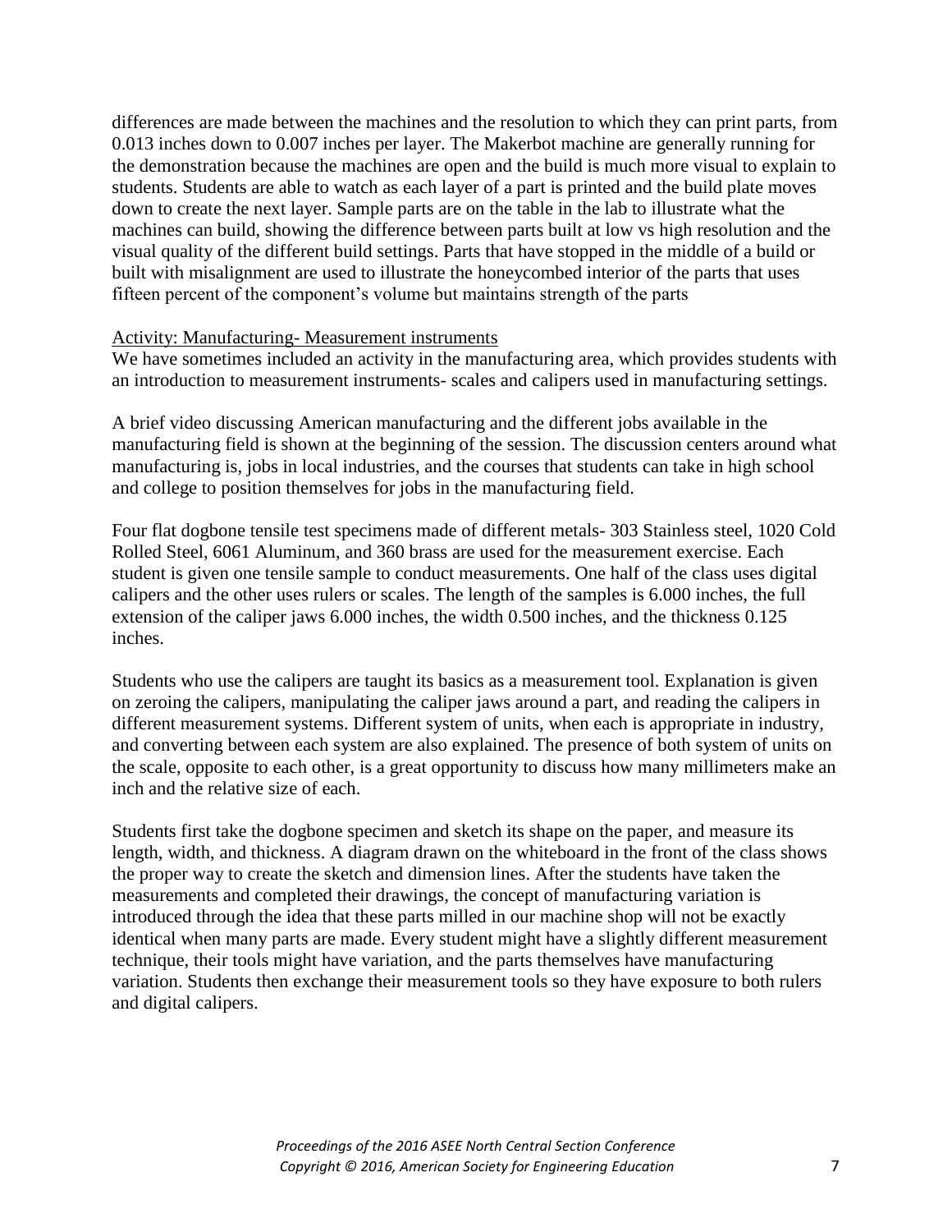differences are made between the machines and the resolution to which they can print parts, from 0.013 inches down to 0.007 inches per layer. The Makerbot machine are generally running for the demonstration because the machines are open and the build is much more visual to explain to students. Students are able to watch as each layer of a part is printed and the build plate moves down to create the next layer. Sample parts are on the table in the lab to illustrate what the machines can build, showing the difference between parts built at low vs high resolution and the visual quality of the different build settings. Parts that have stopped in the middle of a build or built with misalignment are used to illustrate the honeycombed interior of the parts that uses fifteen percent of the component's volume but maintains strength of the parts

<u>Activity: Manufacturing- Measurement instruments</u>

We have sometimes included an activity in the manufacturing area, which provides students with an introduction to measurement instruments- scales and calipers used in manufacturing settings.

A brief video discussing American manufacturing and the different jobs available in the manufacturing field is shown at the beginning of the session. The discussion centers around what manufacturing is, jobs in local industries, and the courses that students can take in high school and college to position themselves for jobs in the manufacturing field.

Four flat dogbone tensile test specimens made of different metals- 303 Stainless steel, 1020 Cold Rolled Steel, 6061 Aluminum, and 360 brass are used for the measurement exercise. Each student is given one tensile sample to conduct measurements. One half of the class uses digital calipers and the other uses rulers or scales. The length of the samples is 6.000 inches, the full extension of the caliper jaws 6.000 inches, the width 0.500 inches, and the thickness 0.125 inches.

Students who use the calipers are taught its basics as a measurement tool. Explanation is given on zeroing the calipers, manipulating the caliper jaws around a part, and reading the calipers in different measurement systems. Different system of units, when each is appropriate in industry, and converting between each system are also explained. The presence of both system of units on the scale, opposite to each other, is a great opportunity to discuss how many millimeters make an inch and the relative size of each.

Students first take the dogbone specimen and sketch its shape on the paper, and measure its length, width, and thickness. A diagram drawn on the whiteboard in the front of the class shows the proper way to create the sketch and dimension lines. After the students have taken the measurements and completed their drawings, the concept of manufacturing variation is introduced through the idea that these parts milled in our machine shop will not be exactly identical when many parts are made. Every student might have a slightly different measurement technique, their tools might have variation, and the parts themselves have manufacturing variation. Students then exchange their measurement tools so they have exposure to both rulers and digital calipers.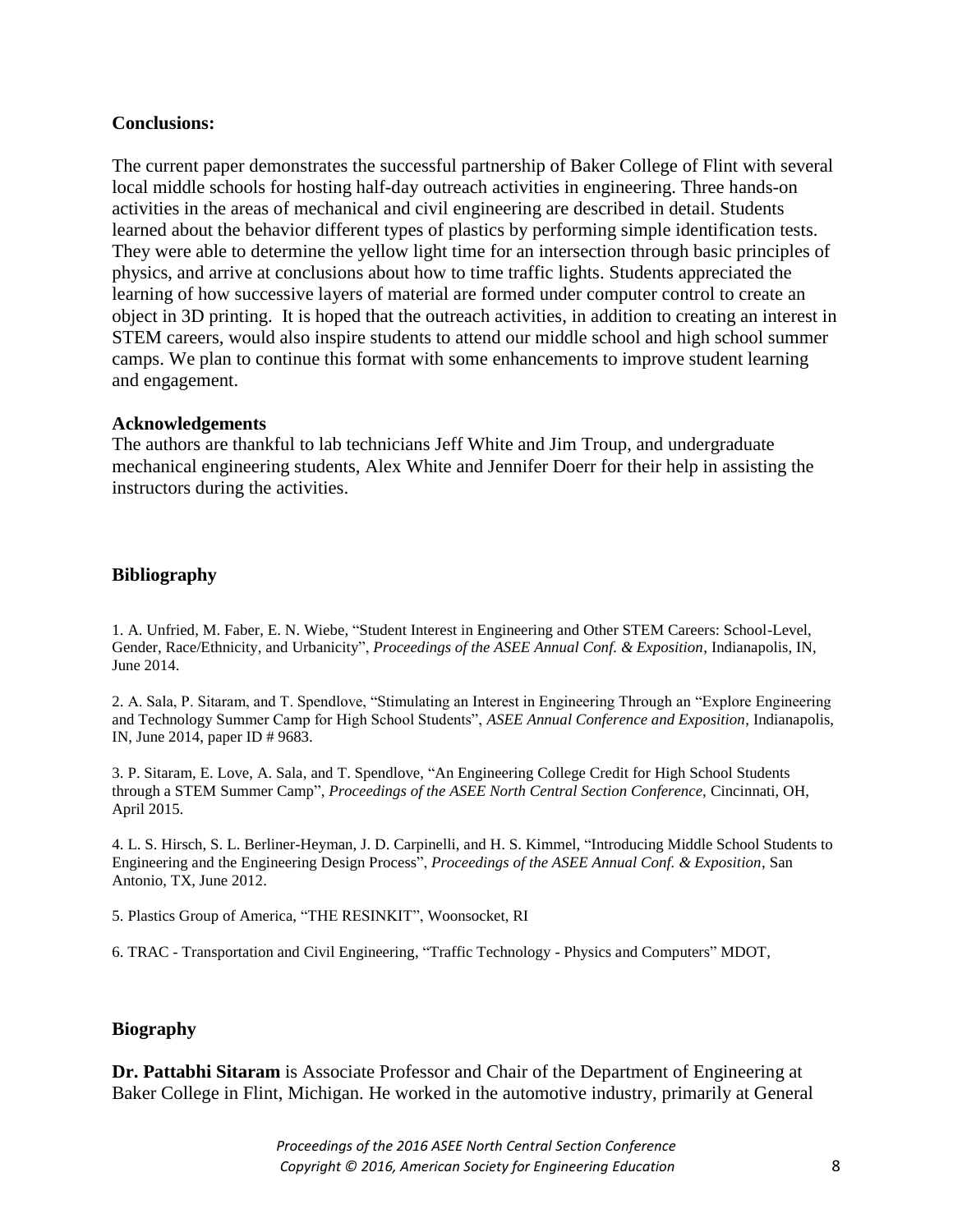### Conclusions:

The current paper demonstrates the successful partnership of Baker College of Flint with several local middle schools for hosting half-day outreach activities in engineering. Three hands-on activities in the areas of mechanical and civil engineering are described in detail. Students learned about the behavior different types of plastics by performing simple identification tests. They were able to determine the yellow light time for an intersection through basic principles of physics, and arrive at conclusions about how to time traffic lights. Students appreciated the learning of how successive layers of material are formed under computer control to create an object in 3D printing. It is hoped that the outreach activities, in addition to creating an interest in STEM careers, would also inspire students to attend our middle school and high school summer camps. We plan to continue this format with some enhancements to improve student learning and engagement.

### Acknowledgements

The authors are thankful to lab technicians Jeff White and Jim Troup, and undergraduate mechanical engineering students, Alex White and Jennifer Doerr for their help in assisting the instructors during the activities.

### Bibliography

1. A. Unfried, M. Faber, E. N. Wiebe, "Student Interest in Engineering and Other STEM Careers: School-Level, Gender, Race/Ethnicity, and Urbanicity", *Proceedings of the ASEE Annual Conf. & Exposition*, Indianapolis, IN, June 2014.

2. A. Sala, P. Sitaram, and T. Spendlove, "Stimulating an Interest in Engineering Through an "Explore Engineering and Technology Summer Camp for High School Students", *ASEE Annual Conference and Exposition*, Indianapolis, IN, June 2014, paper ID # 9683.

3. P. Sitaram, E. Love, A. Sala, and T. Spendlove, "An Engineering College Credit for High School Students through a STEM Summer Camp", *Proceedings of the ASEE North Central Section Conference,* Cincinnati, OH, April 2015.

4. L. S. Hirsch, S. L. Berliner-Heyman, J. D. Carpinelli, and H. S. Kimmel, "Introducing Middle School Students to Engineering and the Engineering Design Process", *Proceedings of the ASEE Annual Conf. & Exposition*, San Antonio, TX, June 2012.

5. Plastics Group of America, "THE RESINKIT", Woonsocket, RI

6. TRAC - Transportation and Civil Engineering, "Traffic Technology - Physics and Computers" MDOT,

### Biography

**Dr. Pattabhi Sitaram** is Associate Professor and Chair of the Department of Engineering at Baker College in Flint, Michigan. He worked in the automotive industry, primarily at General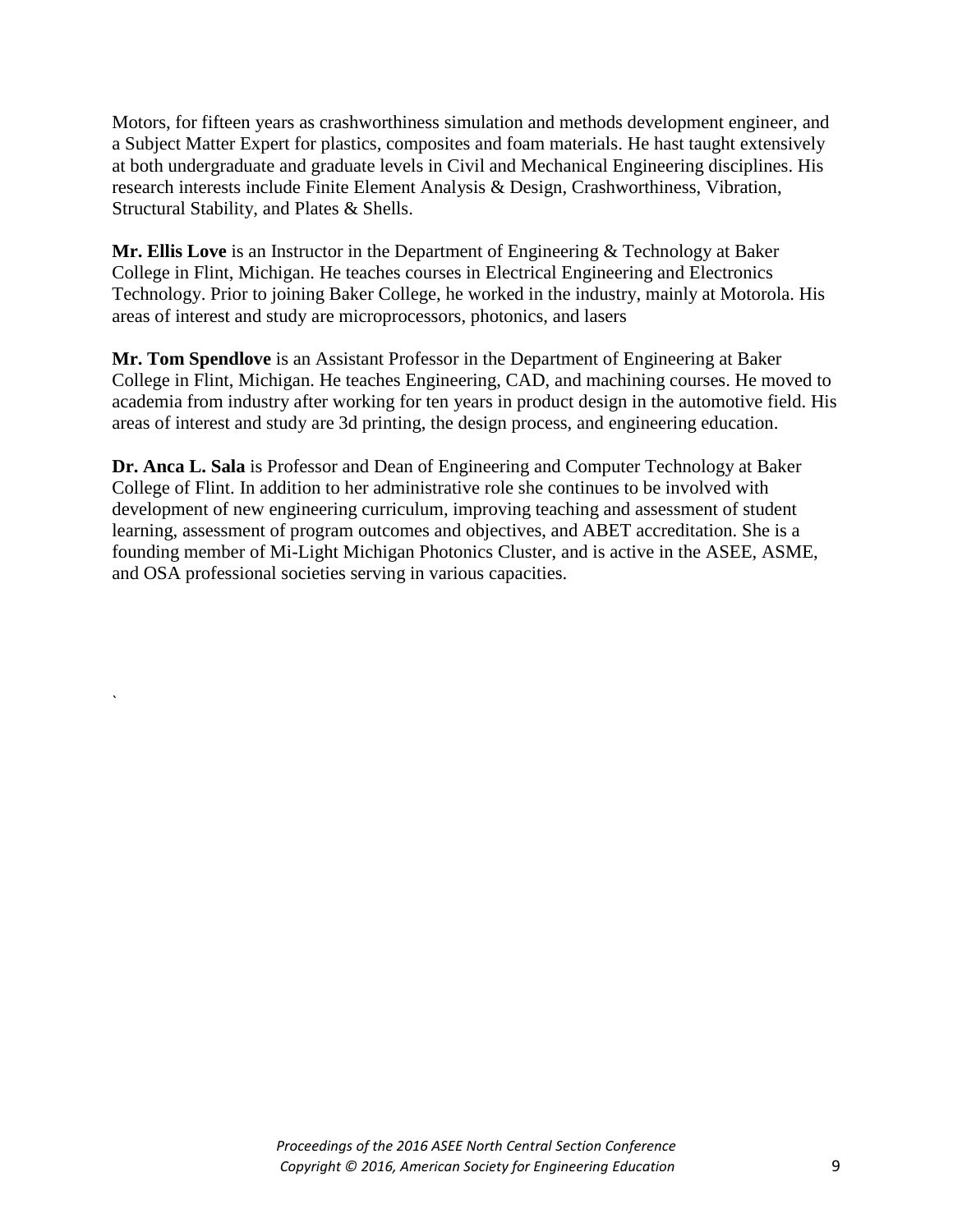Motors, for fifteen years as crashworthiness simulation and methods development engineer, and a Subject Matter Expert for plastics, composites and foam materials. He hast taught extensively at both undergraduate and graduate levels in Civil and Mechanical Engineering disciplines. His research interests include Finite Element Analysis & Design, Crashworthiness, Vibration, Structural Stability, and Plates & Shells.

**Mr. Ellis Love** is an Instructor in the Department of Engineering & Technology at Baker College in Flint, Michigan. He teaches courses in Electrical Engineering and Electronics Technology. Prior to joining Baker College, he worked in the industry, mainly at Motorola. His areas of interest and study are microprocessors, photonics, and lasers

**Mr. Tom Spendlove** is an Assistant Professor in the Department of Engineering at Baker College in Flint, Michigan. He teaches Engineering, CAD, and machining courses. He moved to academia from industry after working for ten years in product design in the automotive field. His areas of interest and study are 3d printing, the design process, and engineering education.

**Dr. Anca L. Sala** is Professor and Dean of Engineering and Computer Technology at Baker College of Flint. In addition to her administrative role she continues to be involved with development of new engineering curriculum, improving teaching and assessment of student learning, assessment of program outcomes and objectives, and ABET accreditation. She is a founding member of Mi-Light Michigan Photonics Cluster, and is active in the ASEE, ASME, and OSA professional societies serving in various capacities.

`